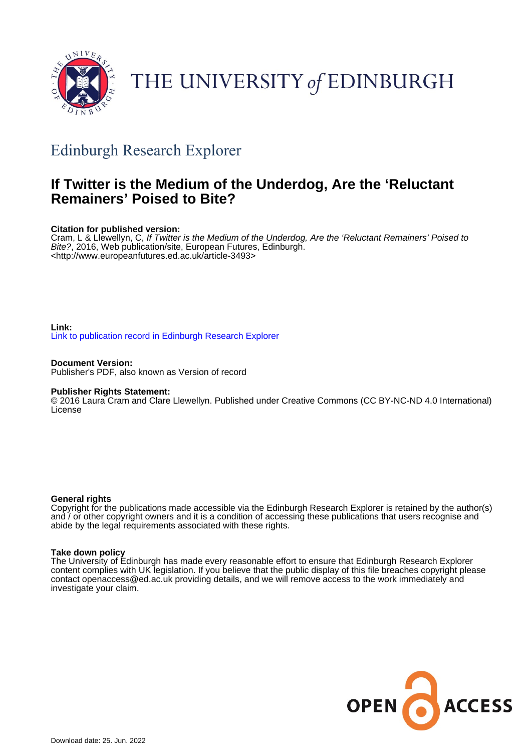THE UNIVERSITY *of* EDINBURGH

## Edinburgh Research Explorer

# If Twitter is the Medium of the Underdog, Are the 'Reluctant Remainers' Poised to Bite?

**Citation for published version:**
Cram, L & Llewellyn, C, *If Twitter is the Medium of the Underdog, Are the 'Reluctant Remainers' Poised to Bite?*, 2016, Web publication/site, European Futures, Edinburgh.
<http://www.europeanfutures.ed.ac.uk/article-3493>

**Link:**
Link to publication record in Edinburgh Research Explorer

**Document Version:**
Publisher's PDF, also known as Version of record

**Publisher Rights Statement:**
© 2016 Laura Cram and Clare Llewellyn. Published under Creative Commons (CC BY-NC-ND 4.0 International) License

**General rights**
Copyright for the publications made accessible via the Edinburgh Research Explorer is retained by the author(s) and / or other copyright owners and it is a condition of accessing these publications that users recognise and abide by the legal requirements associated with these rights.

**Take down policy**
The University of Edinburgh has made every reasonable effort to ensure that Edinburgh Research Explorer content complies with UK legislation. If you believe that the public display of this file breaches copyright please contact openaccess@ed.ac.uk providing details, and we will remove access to the work immediately and investigate your claim.

OPEN ACCESS

Download date: 25. Jun. 2022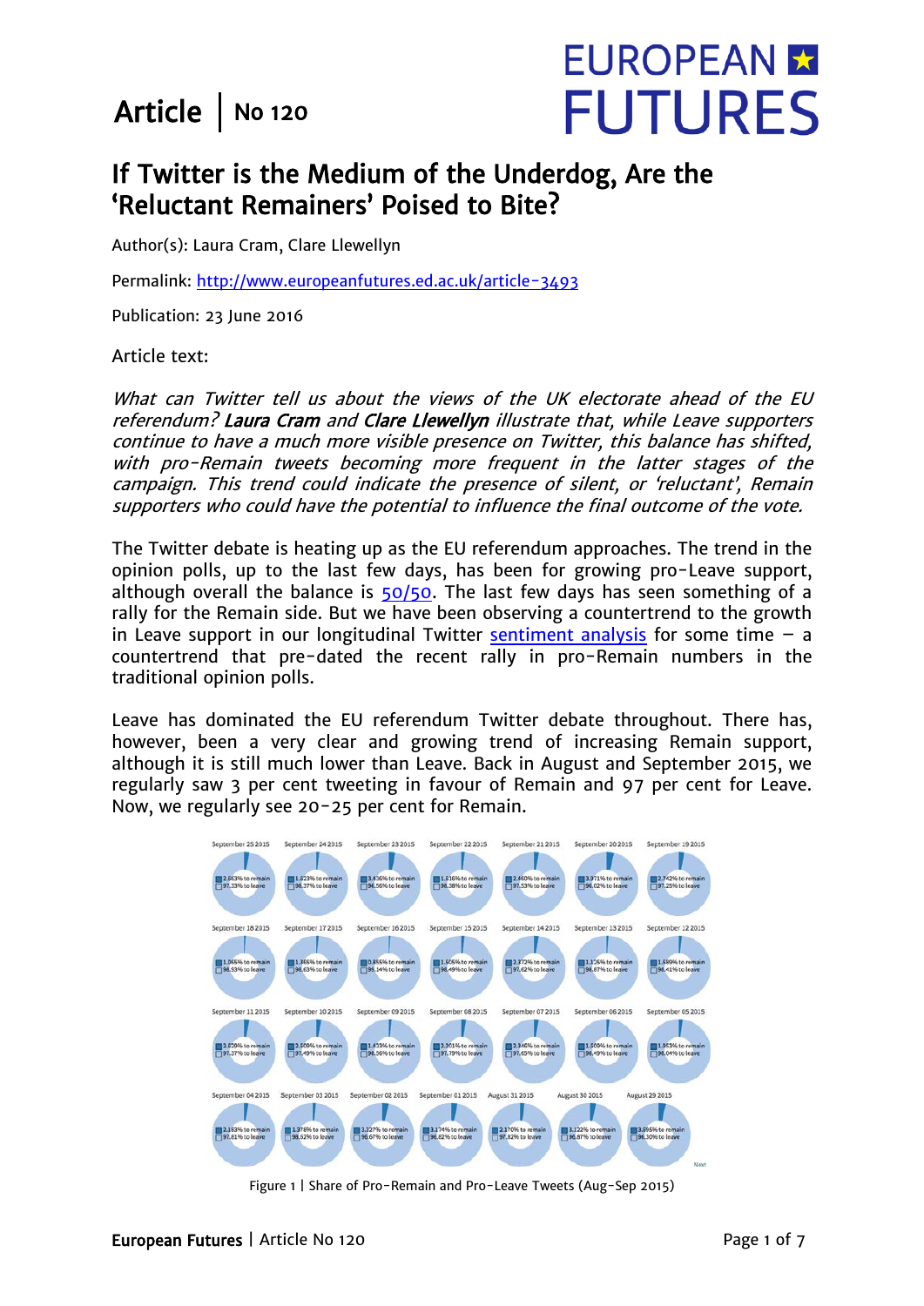Article | No 120

# EUROPEAN FUTURES

## If Twitter is the Medium of the Underdog, Are the 'Reluctant Remainers' Poised to Bite?

Author(s): Laura Cram, Clare Llewellyn

Permalink: http://www.europeanfutures.ed.ac.uk/article-3493

Publication: 23 June 2016

Article text:

*What can Twitter tell us about the views of the UK electorate ahead of the EU referendum? **Laura Cram** and **Clare Llewellyn** illustrate that, while Leave supporters continue to have a much more visible presence on Twitter, this balance has shifted, with pro-Remain tweets becoming more frequent in the latter stages of the campaign. This trend could indicate the presence of silent, or 'reluctant', Remain supporters who could have the potential to influence the final outcome of the vote.*

The Twitter debate is heating up as the EU referendum approaches. The trend in the opinion polls, up to the last few days, has been for growing pro-Leave support, although overall the balance is 50/50. The last few days has seen something of a rally for the Remain side. But we have been observing a countertrend to the growth in Leave support in our longitudinal Twitter sentiment analysis for some time – a countertrend that pre-dated the recent rally in pro-Remain numbers in the traditional opinion polls.

Leave has dominated the EU referendum Twitter debate throughout. There has, however, been a very clear and growing trend of increasing Remain support, although it is still much lower than Leave. Back in August and September 2015, we regularly saw 3 per cent tweeting in favour of Remain and 97 per cent for Leave. Now, we regularly see 20-25 per cent for Remain.

Figure 1 | Share of Pro-Remain and Pro-Leave Tweets (Aug-Sep 2015)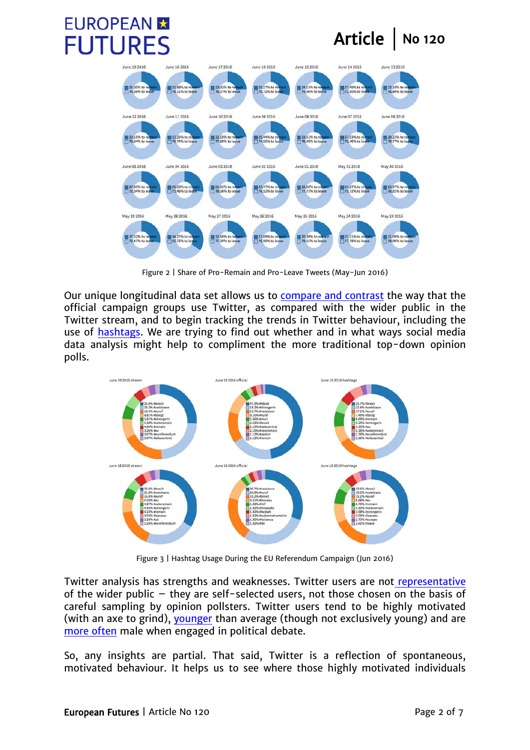Figure 2 | Share of Pro-Remain and Pro-Leave Tweets (May-Jun 2016)

Our unique longitudinal data set allows us to compare and contrast the way that the official campaign groups use Twitter, as compared with the wider public in the Twitter stream, and to begin tracking the trends in Twitter behaviour, including the use of hashtags. We are trying to find out whether and in what ways social media data analysis might help to compliment the more traditional top-down opinion polls.

Figure 3 | Hashtag Usage During the EU Referendum Campaign (Jun 2016)

Twitter analysis has strengths and weaknesses. Twitter users are not representative of the wider public – they are self-selected users, not those chosen on the basis of careful sampling by opinion pollsters. Twitter users tend to be highly motivated (with an axe to grind), younger than average (though not exclusively young) and are more often male when engaged in political debate.

So, any insights are partial. That said, Twitter is a reflection of spontaneous, motivated behaviour. It helps us to see where those highly motivated individuals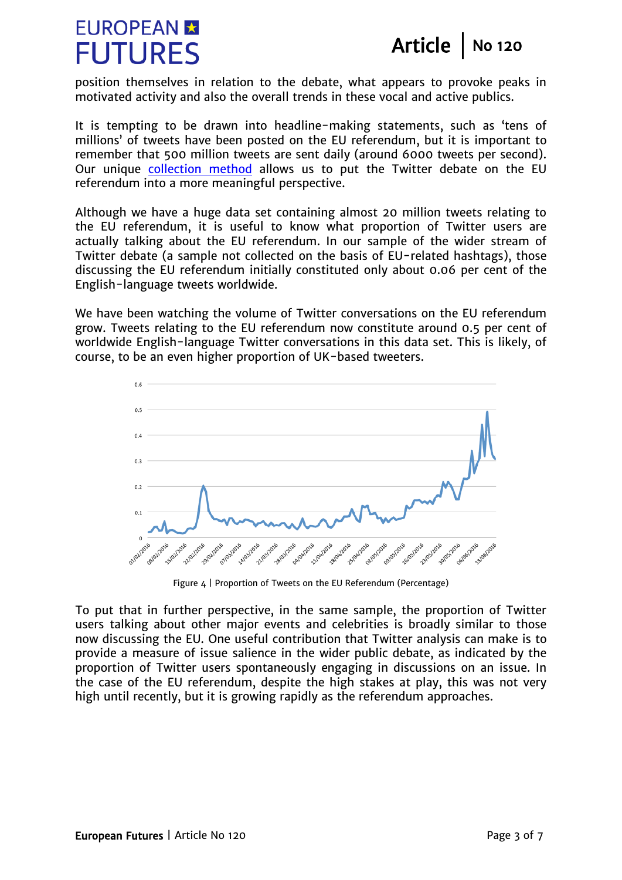position themselves in relation to the debate, what appears to provoke peaks in motivated activity and also the overall trends in these vocal and active publics.

It is tempting to be drawn into headline-making statements, such as 'tens of millions' of tweets have been posted on the EU referendum, but it is important to remember that 500 million tweets are sent daily (around 6000 tweets per second). Our unique [collection method]() allows us to put the Twitter debate on the EU referendum into a more meaningful perspective.

Although we have a huge data set containing almost 20 million tweets relating to the EU referendum, it is useful to know what proportion of Twitter users are actually talking about the EU referendum. In our sample of the wider stream of Twitter debate (a sample not collected on the basis of EU-related hashtags), those discussing the EU referendum initially constituted only about 0.06 per cent of the English-language tweets worldwide.

We have been watching the volume of Twitter conversations on the EU referendum grow. Tweets relating to the EU referendum now constitute around 0.5 per cent of worldwide English-language Twitter conversations in this data set. This is likely, of course, to be an even higher proportion of UK-based tweeters.

Figure 4 | Proportion of Tweets on the EU Referendum (Percentage)

To put that in further perspective, in the same sample, the proportion of Twitter users talking about other major events and celebrities is broadly similar to those now discussing the EU. One useful contribution that Twitter analysis can make is to provide a measure of issue salience in the wider public debate, as indicated by the proportion of Twitter users spontaneously engaging in discussions on an issue. In the case of the EU referendum, despite the high stakes at play, this was not very high until recently, but it is growing rapidly as the referendum approaches.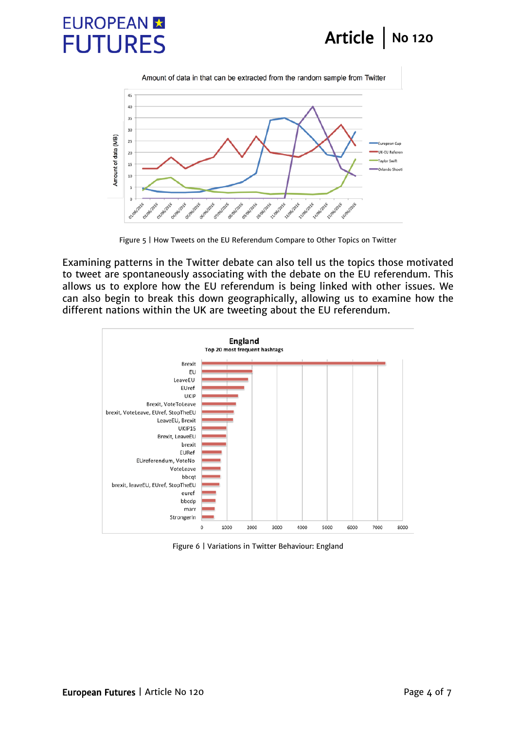Figure 5 | How Tweets on the EU Referendum Compare to Other Topics on Twitter

Examining patterns in the Twitter debate can also tell us the topics those motivated to tweet are spontaneously associating with the debate on the EU referendum. This allows us to explore how the EU referendum is being linked with other issues. We can also begin to break this down geographically, allowing us to examine how the different nations within the UK are tweeting about the EU referendum.

Figure 6 | Variations in Twitter Behaviour: England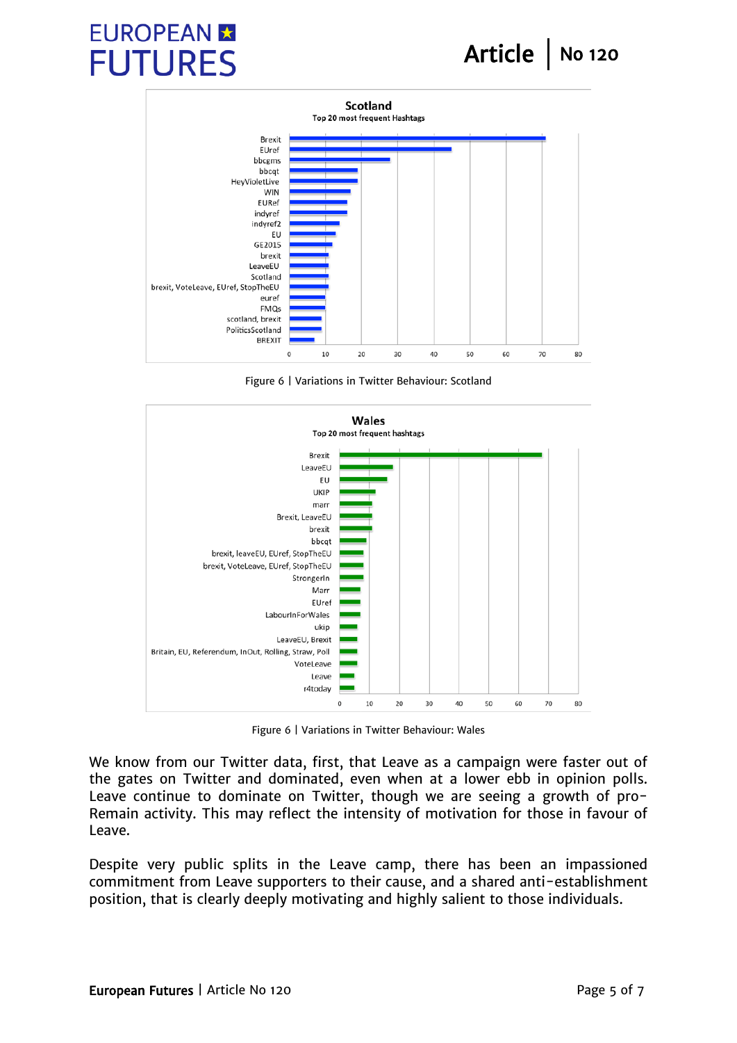Figure 6 | Variations in Twitter Behaviour: Scotland

Figure 6 | Variations in Twitter Behaviour: Wales

We know from our Twitter data, first, that Leave as a campaign were faster out of the gates on Twitter and dominated, even when at a lower ebb in opinion polls. Leave continue to dominate on Twitter, though we are seeing a growth of pro-Remain activity. This may reflect the intensity of motivation for those in favour of Leave.

Despite very public splits in the Leave camp, there has been an impassioned commitment from Leave supporters to their cause, and a shared anti-establishment position, that is clearly deeply motivating and highly salient to those individuals.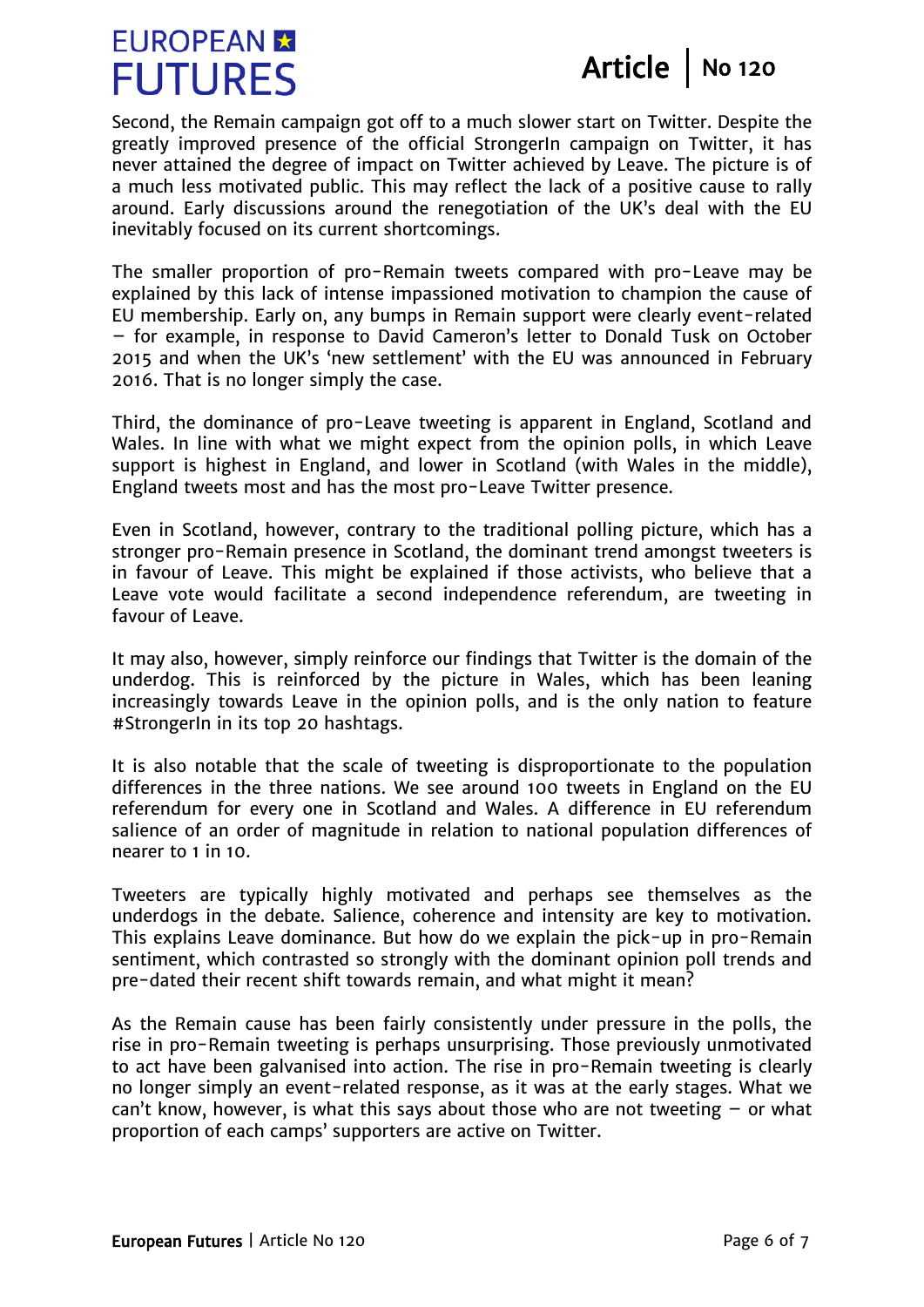Second, the Remain campaign got off to a much slower start on Twitter. Despite the greatly improved presence of the official StrongerIn campaign on Twitter, it has never attained the degree of impact on Twitter achieved by Leave. The picture is of a much less motivated public. This may reflect the lack of a positive cause to rally around. Early discussions around the renegotiation of the UK's deal with the EU inevitably focused on its current shortcomings.

The smaller proportion of pro-Remain tweets compared with pro-Leave may be explained by this lack of intense impassioned motivation to champion the cause of EU membership. Early on, any bumps in Remain support were clearly event-related – for example, in response to David Cameron's letter to Donald Tusk on October 2015 and when the UK's 'new settlement' with the EU was announced in February 2016. That is no longer simply the case.

Third, the dominance of pro-Leave tweeting is apparent in England, Scotland and Wales. In line with what we might expect from the opinion polls, in which Leave support is highest in England, and lower in Scotland (with Wales in the middle), England tweets most and has the most pro-Leave Twitter presence.

Even in Scotland, however, contrary to the traditional polling picture, which has a stronger pro-Remain presence in Scotland, the dominant trend amongst tweeters is in favour of Leave. This might be explained if those activists, who believe that a Leave vote would facilitate a second independence referendum, are tweeting in favour of Leave.

It may also, however, simply reinforce our findings that Twitter is the domain of the underdog. This is reinforced by the picture in Wales, which has been leaning increasingly towards Leave in the opinion polls, and is the only nation to feature #StrongerIn in its top 20 hashtags.

It is also notable that the scale of tweeting is disproportionate to the population differences in the three nations. We see around 100 tweets in England on the EU referendum for every one in Scotland and Wales. A difference in EU referendum salience of an order of magnitude in relation to national population differences of nearer to 1 in 10.

Tweeters are typically highly motivated and perhaps see themselves as the underdogs in the debate. Salience, coherence and intensity are key to motivation. This explains Leave dominance. But how do we explain the pick-up in pro-Remain sentiment, which contrasted so strongly with the dominant opinion poll trends and pre-dated their recent shift towards remain, and what might it mean?

As the Remain cause has been fairly consistently under pressure in the polls, the rise in pro-Remain tweeting is perhaps unsurprising. Those previously unmotivated to act have been galvanised into action. The rise in pro-Remain tweeting is clearly no longer simply an event-related response, as it was at the early stages. What we can't know, however, is what this says about those who are not tweeting – or what proportion of each camps' supporters are active on Twitter.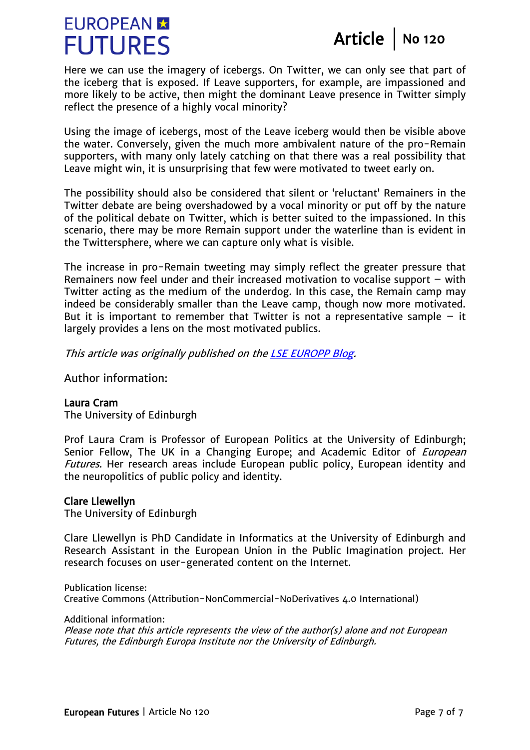Here we can use the imagery of icebergs. On Twitter, we can only see that part of the iceberg that is exposed. If Leave supporters, for example, are impassioned and more likely to be active, then might the dominant Leave presence in Twitter simply reflect the presence of a highly vocal minority?

Using the image of icebergs, most of the Leave iceberg would then be visible above the water. Conversely, given the much more ambivalent nature of the pro-Remain supporters, with many only lately catching on that there was a real possibility that Leave might win, it is unsurprising that few were motivated to tweet early on.

The possibility should also be considered that silent or 'reluctant' Remainers in the Twitter debate are being overshadowed by a vocal minority or put off by the nature of the political debate on Twitter, which is better suited to the impassioned. In this scenario, there may be more Remain support under the waterline than is evident in the Twittersphere, where we can capture only what is visible.

The increase in pro-Remain tweeting may simply reflect the greater pressure that Remainers now feel under and their increased motivation to vocalise support – with Twitter acting as the medium of the underdog. In this case, the Remain camp may indeed be considerably smaller than the Leave camp, though now more motivated. But it is important to remember that Twitter is not a representative sample – it largely provides a lens on the most motivated publics.

*This article was originally published on the [LSE EUROPP Blog](LSE EUROPP Blog).*

Author information:

**Laura Cram**
The University of Edinburgh

Prof Laura Cram is Professor of European Politics at the University of Edinburgh; Senior Fellow, The UK in a Changing Europe; and Academic Editor of *European Futures*. Her research areas include European public policy, European identity and the neuropolitics of public policy and identity.

**Clare Llewellyn**
The University of Edinburgh

Clare Llewellyn is PhD Candidate in Informatics at the University of Edinburgh and Research Assistant in the European Union in the Public Imagination project. Her research focuses on user-generated content on the Internet.

Publication license:
Creative Commons (Attribution-NonCommercial-NoDerivatives 4.0 International)

Additional information:
*Please note that this article represents the view of the author(s) alone and not European Futures, the Edinburgh Europa Institute nor the University of Edinburgh.*